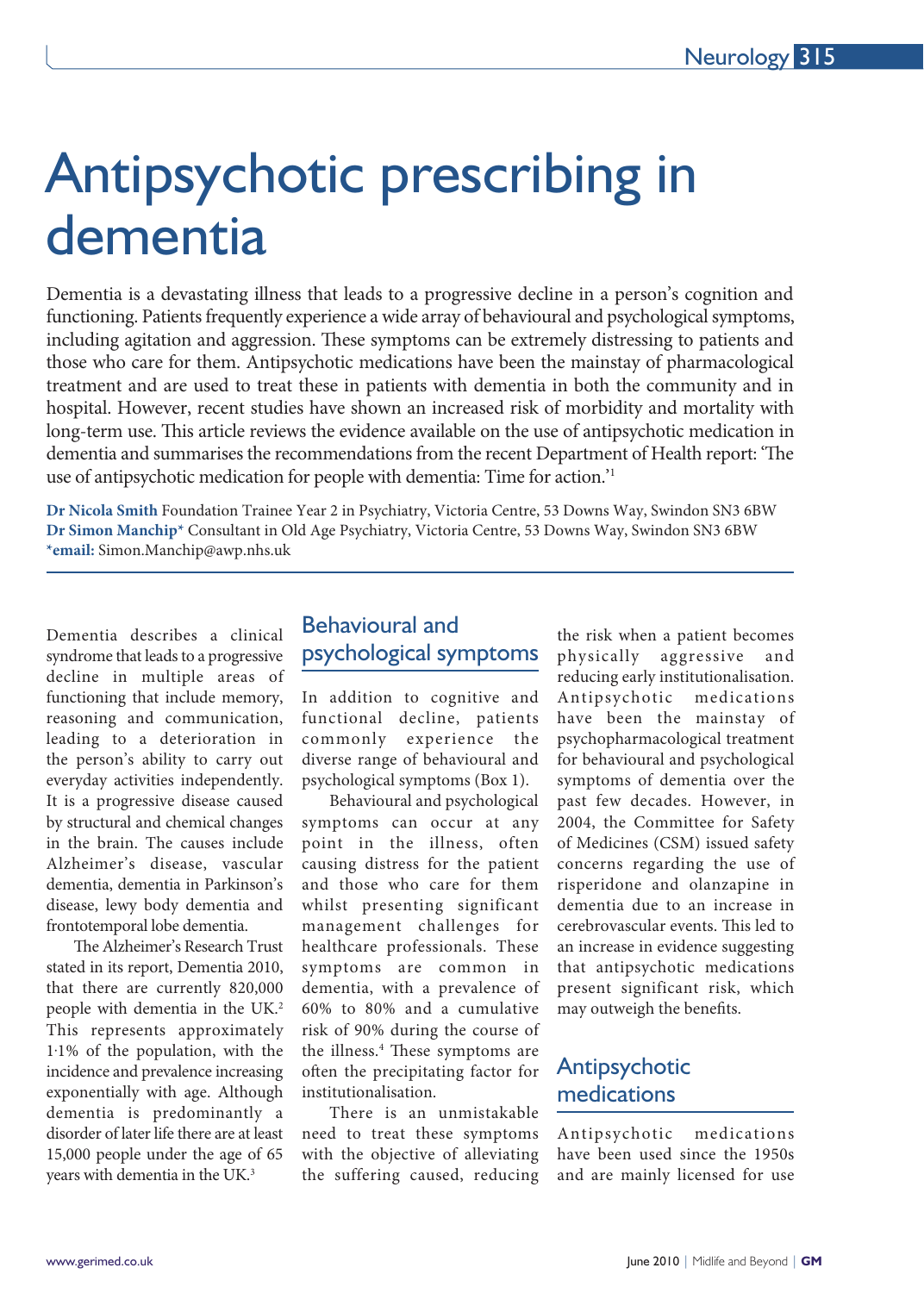# Antipsychotic prescribing in dementia

Dementia is a devastating illness that leads to a progressive decline in a person's cognition and functioning. Patients frequently experience a wide array of behavioural and psychological symptoms, including agitation and aggression. These symptoms can be extremely distressing to patients and those who care for them. Antipsychotic medications have been the mainstay of pharmacological treatment and are used to treat these in patients with dementia in both the community and in hospital. However, recent studies have shown an increased risk of morbidity and mortality with long-term use. This article reviews the evidence available on the use of antipsychotic medication in dementia and summarises the recommendations from the recent Department of Health report: 'The use of antipsychotic medication for people with dementia: Time for action.'[1]

**Dr Nicola Smith** Foundation Trainee Year 2 in Psychiatry, Victoria Centre, 53 Downs Way, Swindon SN3 6BW
**Dr Simon Manchip*** Consultant in Old Age Psychiatry, Victoria Centre, 53 Downs Way, Swindon SN3 6BW
***email:** Simon.Manchip@awp.nhs.uk

Dementia describes a clinical syndrome that leads to a progressive decline in multiple areas of functioning that include memory, reasoning and communication, leading to a deterioration in the person's ability to carry out everyday activities independently. It is a progressive disease caused by structural and chemical changes in the brain. The causes include Alzheimer's disease, vascular dementia, dementia in Parkinson's disease, lewy body dementia and frontotemporal lobe dementia.

The Alzheimer's Research Trust stated in its report, Dementia 2010, that there are currently 820,000 people with dementia in the UK.[2] This represents approximately 1·1% of the population, with the incidence and prevalence increasing exponentially with age. Although dementia is predominantly a disorder of later life there are at least 15,000 people under the age of 65 years with dementia in the UK.[3]

## Behavioural and psychological symptoms

In addition to cognitive and functional decline, patients commonly experience the diverse range of behavioural and psychological symptoms (Box 1).

Behavioural and psychological symptoms can occur at any point in the illness, often causing distress for the patient and those who care for them whilst presenting significant management challenges for healthcare professionals. These symptoms are common in dementia, with a prevalence of 60% to 80% and a cumulative risk of 90% during the course of the illness.[4] These symptoms are often the precipitating factor for institutionalisation.

There is an unmistakable need to treat these symptoms with the objective of alleviating the suffering caused, reducing the risk when a patient becomes physically aggressive and reducing early institutionalisation. Antipsychotic medications have been the mainstay of psychopharmacological treatment for behavioural and psychological symptoms of dementia over the past few decades. However, in 2004, the Committee for Safety of Medicines (CSM) issued safety concerns regarding the use of risperidone and olanzapine in dementia due to an increase in cerebrovascular events. This led to an increase in evidence suggesting that antipsychotic medications present significant risk, which may outweigh the benefits.

## Antipsychotic medications

Antipsychotic medications have been used since the 1950s and are mainly licensed for use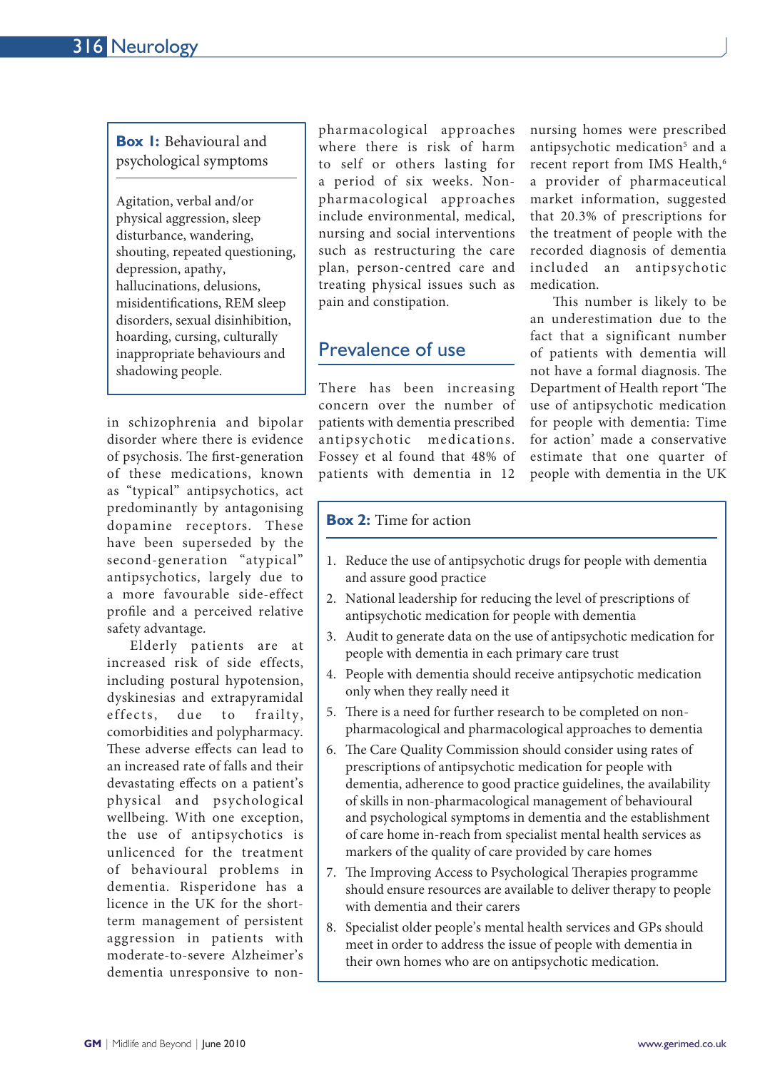**Box 1:** Behavioural and psychological symptoms

Agitation, verbal and/or physical aggression, sleep disturbance, wandering, shouting, repeated questioning, depression, apathy, hallucinations, delusions, misidentifications, REM sleep disorders, sexual disinhibition, hoarding, cursing, culturally inappropriate behaviours and shadowing people.

in schizophrenia and bipolar disorder where there is evidence of psychosis. The first-generation of these medications, known as "typical" antipsychotics, act predominantly by antagonising dopamine receptors. These have been superseded by the second-generation "atypical" antipsychotics, largely due to a more favourable side-effect profile and a perceived relative safety advantage.

Elderly patients are at increased risk of side effects, including postural hypotension, dyskinesias and extrapyramidal effects, due to frailty, comorbidities and polypharmacy. These adverse effects can lead to an increased rate of falls and their devastating effects on a patient's physical and psychological wellbeing. With one exception, the use of antipsychotics is unlicenced for the treatment of behavioural problems in dementia. Risperidone has a licence in the UK for the short-term management of persistent aggression in patients with moderate-to-severe Alzheimer's dementia unresponsive to non-pharmacological approaches where there is risk of harm to self or others lasting for a period of six weeks. Non-pharmacological approaches include environmental, medical, nursing and social interventions such as restructuring the care plan, person-centred care and treating physical issues such as pain and constipation.

## Prevalence of use

There has been increasing concern over the number of patients with dementia prescribed antipsychotic medications. Fossey et al found that 48% of patients with dementia in 12 nursing homes were prescribed antipsychotic medication[5] and a recent report from IMS Health,[6] a provider of pharmaceutical market information, suggested that 20.3% of prescriptions for the treatment of people with the recorded diagnosis of dementia included an antipsychotic medication.

This number is likely to be an underestimation due to the fact that a significant number of patients with dementia will not have a formal diagnosis. The Department of Health report 'The use of antipsychotic medication for people with dementia: Time for action' made a conservative estimate that one quarter of people with dementia in the UK

**Box 2:** Time for action

1. Reduce the use of antipsychotic drugs for people with dementia and assure good practice
2. National leadership for reducing the level of prescriptions of antipsychotic medication for people with dementia
3. Audit to generate data on the use of antipsychotic medication for people with dementia in each primary care trust
4. People with dementia should receive antipsychotic medication only when they really need it
5. There is a need for further research to be completed on non-pharmacological and pharmacological approaches to dementia
6. The Care Quality Commission should consider using rates of prescriptions of antipsychotic medication for people with dementia, adherence to good practice guidelines, the availability of skills in non-pharmacological management of behavioural and psychological symptoms in dementia and the establishment of care home in-reach from specialist mental health services as markers of the quality of care provided by care homes
7. The Improving Access to Psychological Therapies programme should ensure resources are available to deliver therapy to people with dementia and their carers
8. Specialist older people's mental health services and GPs should meet in order to address the issue of people with dementia in their own homes who are on antipsychotic medication.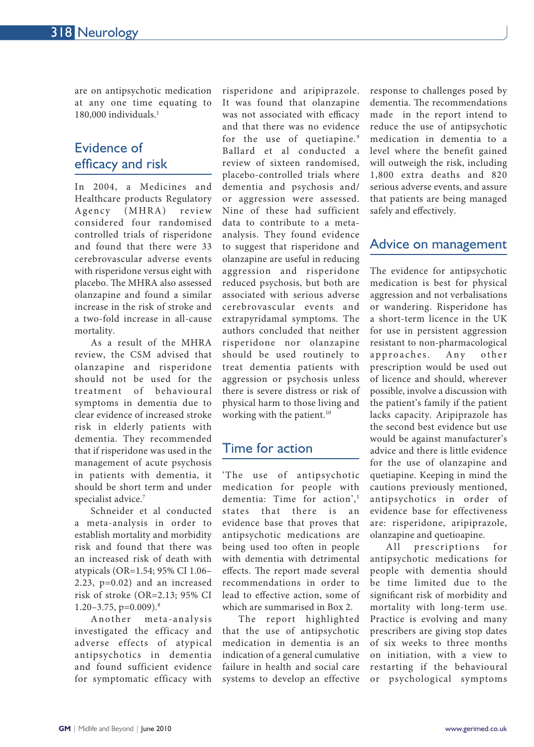are on antipsychotic medication at any one time equating to 180,000 individuals.[1]

## Evidence of efficacy and risk

In 2004, a Medicines and Healthcare products Regulatory Agency (MHRA) review considered four randomised controlled trials of risperidone and found that there were 33 cerebrovascular adverse events with risperidone versus eight with placebo. The MHRA also assessed olanzapine and found a similar increase in the risk of stroke and a two-fold increase in all-cause mortality.

As a result of the MHRA review, the CSM advised that olanzapine and risperidone should not be used for the treatment of behavioural symptoms in dementia due to clear evidence of increased stroke risk in elderly patients with dementia. They recommended that if risperidone was used in the management of acute psychosis in patients with dementia, it should be short term and under specialist advice.[7]

Schneider et al conducted a meta-analysis in order to establish mortality and morbidity risk and found that there was an increased risk of death with atypicals (OR=1.54; 95% CI 1.06–2.23, p=0.02) and an increased risk of stroke (OR=2.13; 95% CI 1.20–3.75, p=0.009).[8]

Another meta-analysis investigated the efficacy and adverse effects of atypical antipsychotics in dementia and found sufficient evidence for symptomatic efficacy with risperidone and aripiprazole. It was found that olanzapine was not associated with efficacy and that there was no evidence for the use of quetiapine.[9] Ballard et al conducted a review of sixteen randomised, placebo-controlled trials where dementia and psychosis and/or aggression were assessed. Nine of these had sufficient data to contribute to a meta-analysis. They found evidence to suggest that risperidone and olanzapine are useful in reducing aggression and risperidone reduced psychosis, but both are associated with serious adverse cerebrovascular events and extrapyridamal symptoms. The authors concluded that neither risperidone nor olanzapine should be used routinely to treat dementia patients with aggression or psychosis unless there is severe distress or risk of physical harm to those living and working with the patient.[10]

## Time for action

'The use of antipsychotic medication for people with dementia: Time for action',[1] states that there is an evidence base that proves that antipsychotic medications are being used too often in people with dementia with detrimental effects. The report made several recommendations in order to lead to effective action, some of which are summarised in Box 2.

The report highlighted that the use of antipsychotic medication in dementia is an indication of a general cumulative failure in health and social care systems to develop an effective response to challenges posed by dementia. The recommendations made in the report intend to reduce the use of antipsychotic medication in dementia to a level where the benefit gained will outweigh the risk, including 1,800 extra deaths and 820 serious adverse events, and assure that patients are being managed safely and effectively.

## Advice on management

The evidence for antipsychotic medication is best for physical aggression and not verbalisations or wandering. Risperidone has a short-term licence in the UK for use in persistent aggression resistant to non-pharmacological approaches. Any other prescription would be used out of licence and should, wherever possible, involve a discussion with the patient's family if the patient lacks capacity. Aripiprazole has the second best evidence but use would be against manufacturer's advice and there is little evidence for the use of olanzapine and quetiapine. Keeping in mind the cautions previously mentioned, antipsychotics in order of evidence base for effectiveness are: risperidone, aripiprazole, olanzapine and quetioapine.

All prescriptions for antipsychotic medications for people with dementia should be time limited due to the significant risk of morbidity and mortality with long-term use. Practice is evolving and many prescribers are giving stop dates of six weeks to three months on initiation, with a view to restarting if the behavioural or psychological symptoms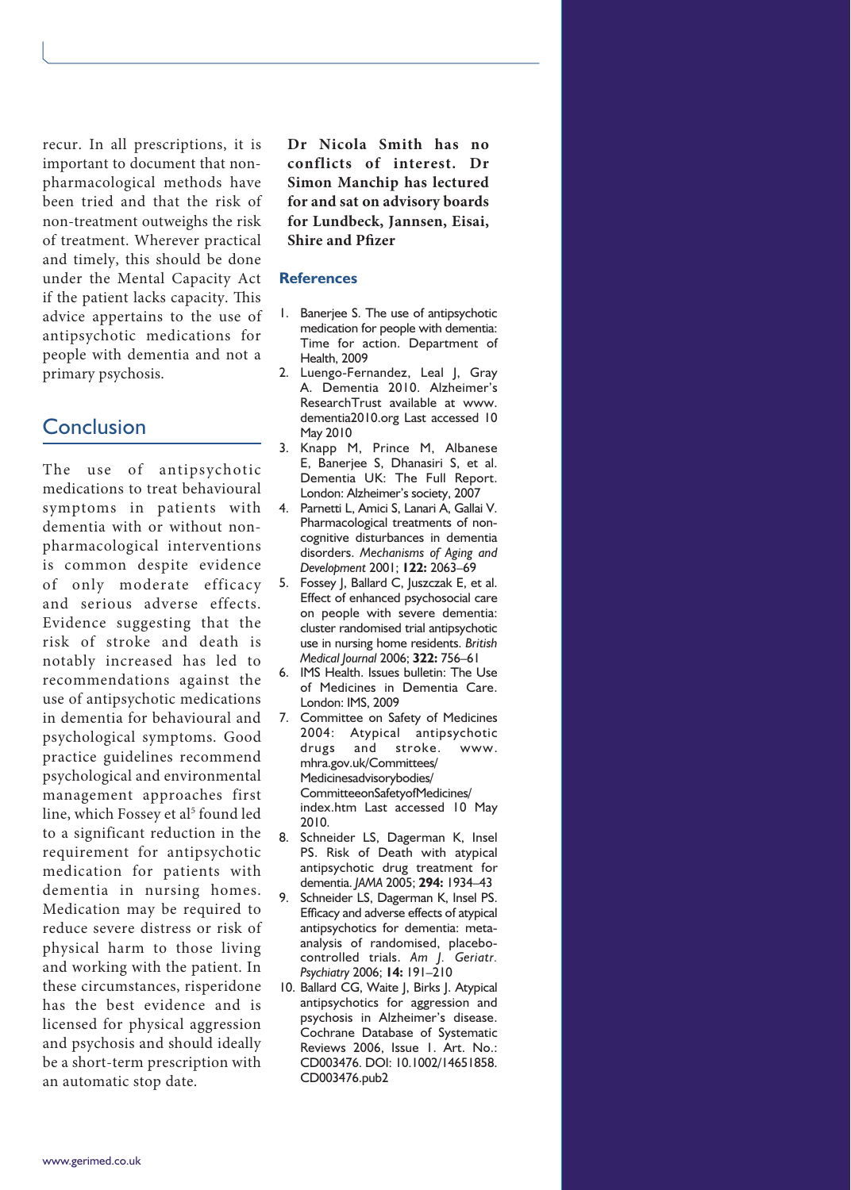recur. In all prescriptions, it is important to document that non-pharmacological methods have been tried and that the risk of non-treatment outweighs the risk of treatment. Wherever practical and timely, this should be done under the Mental Capacity Act if the patient lacks capacity. This advice appertains to the use of antipsychotic medications for people with dementia and not a primary psychosis.

## Conclusion

The use of antipsychotic medications to treat behavioural symptoms in patients with dementia with or without non-pharmacological interventions is common despite evidence of only moderate efficacy and serious adverse effects. Evidence suggesting that the risk of stroke and death is notably increased has led to recommendations against the use of antipsychotic medications in dementia for behavioural and psychological symptoms. Good practice guidelines recommend psychological and environmental management approaches first line, which Fossey et al[5] found led to a significant reduction in the requirement for antipsychotic medication for patients with dementia in nursing homes. Medication may be required to reduce severe distress or risk of physical harm to those living and working with the patient. In these circumstances, risperidone has the best evidence and is licensed for physical aggression and psychosis and should ideally be a short-term prescription with an automatic stop date.

**Dr Nicola Smith has no conflicts of interest. Dr Simon Manchip has lectured for and sat on advisory boards for Lundbeck, Jannsen, Eisai, Shire and Pfizer**

### References

1. Banerjee S. The use of antipsychotic medication for people with dementia: Time for action. Department of Health, 2009
2. Luengo-Fernandez, Leal J, Gray A. Dementia 2010. Alzheimer's ResearchTrust available at www.dementia2010.org Last accessed 10 May 2010
3. Knapp M, Prince M, Albanese E, Banerjee S, Dhanasiri S, et al. Dementia UK: The Full Report. London: Alzheimer's society, 2007
4. Parnetti L, Amici S, Lanari A, Gallai V. Pharmacological treatments of non-cognitive disturbances in dementia disorders. *Mechanisms of Aging and Development* 2001; **122:** 2063–69
5. Fossey J, Ballard C, Juszczak E, et al. Effect of enhanced psychosocial care on people with severe dementia: cluster randomised trial antipsychotic use in nursing home residents. *British Medical Journal* 2006; **322:** 756–61
6. IMS Health. Issues bulletin: The Use of Medicines in Dementia Care. London: IMS, 2009
7. Committee on Safety of Medicines 2004: Atypical antipsychotic drugs and stroke. www.mhra.gov.uk/Committees/Medicinesadvisorybodies/CommitteeonSafetyofMedicines/index.htm Last accessed 10 May 2010.
8. Schneider LS, Dagerman K, Insel PS. Risk of Death with atypical antipsychotic drug treatment for dementia. *JAMA* 2005; **294:** 1934–43
9. Schneider LS, Dagerman K, Insel PS. Efficacy and adverse effects of atypical antipsychotics for dementia: meta-analysis of randomised, placebo-controlled trials. *Am J. Geriatr. Psychiatry* 2006; **14:** 191–210
10. Ballard CG, Waite J, Birks J. Atypical antipsychotics for aggression and psychosis in Alzheimer's disease. Cochrane Database of Systematic Reviews 2006, Issue 1. Art. No.: CD003476. DOI: 10.1002/14651858.CD003476.pub2